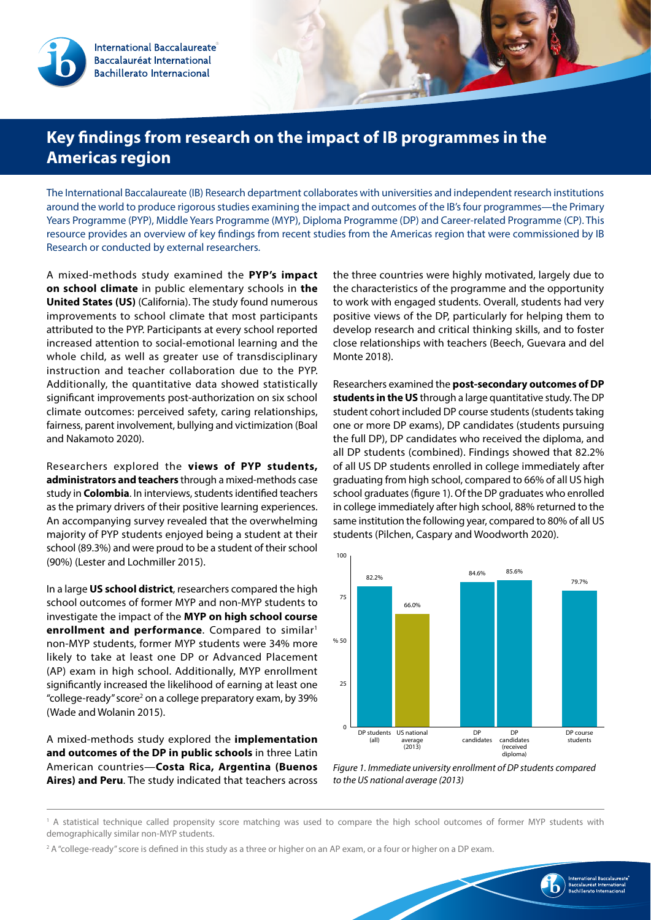# Key findings from research on the impact of IB programmes in the Americas region

The International Baccalaureate (IB) Research department collaborates with universities and independent research institutions around the world to produce rigorous studies examining the impact and outcomes of the IB's four programmes—the Primary Years Programme (PYP), Middle Years Programme (MYP), Diploma Programme (DP) and Career-related Programme (CP). This resource provides an overview of key findings from recent studies from the Americas region that were commissioned by IB Research or conducted by external researchers.

A mixed-methods study examined the **PYP's impact on school climate** in public elementary schools in **the United States (US)** (California). The study found numerous improvements to school climate that most participants attributed to the PYP. Participants at every school reported increased attention to social-emotional learning and the whole child, as well as greater use of transdisciplinary instruction and teacher collaboration due to the PYP. Additionally, the quantitative data showed statistically significant improvements post-authorization on six school climate outcomes: perceived safety, caring relationships, fairness, parent involvement, bullying and victimization (Boal and Nakamoto 2020).

Researchers explored the **views of PYP students, administrators and teachers** through a mixed-methods case study in **Colombia**. In interviews, students identified teachers as the primary drivers of their positive learning experiences. An accompanying survey revealed that the overwhelming majority of PYP students enjoyed being a student at their school (89.3%) and were proud to be a student of their school (90%) (Lester and Lochmiller 2015).

In a large **US school district**, researchers compared the high school outcomes of former MYP and non-MYP students to investigate the impact of the **MYP on high school course enrollment and performance**. Compared to similar[1] non-MYP students, former MYP students were 34% more likely to take at least one DP or Advanced Placement (AP) exam in high school. Additionally, MYP enrollment significantly increased the likelihood of earning at least one "college-ready" score[2] on a college preparatory exam, by 39% (Wade and Wolanin 2015).

A mixed-methods study explored the **implementation and outcomes of the DP in public schools** in three Latin American countries—**Costa Rica, Argentina (Buenos Aires) and Peru**. The study indicated that teachers across the three countries were highly motivated, largely due to the characteristics of the programme and the opportunity to work with engaged students. Overall, students had very positive views of the DP, particularly for helping them to develop research and critical thinking skills, and to foster close relationships with teachers (Beech, Guevara and del Monte 2018).

Researchers examined the **post-secondary outcomes of DP students in the US** through a large quantitative study. The DP student cohort included DP course students (students taking one or more DP exams), DP candidates (students pursuing the full DP), DP candidates who received the diploma, and all DP students (combined). Findings showed that 82.2% of all US DP students enrolled in college immediately after graduating from high school, compared to 66% of all US high school graduates (figure 1). Of the DP graduates who enrolled in college immediately after high school, 88% returned to the same institution the following year, compared to 80% of all US students (Pilchen, Caspary and Woodworth 2020).

| | DP students (all) | US national average (2013) | DP candidates | DP candidates (received diploma) | DP course students |
|---|---|---|---|---|---|
| % | 82.2% | 66.0% | 84.6% | 85.6% | 79.7% |

*Figure 1. Immediate university enrollment of DP students compared to the US national average (2013)*

[1] A statistical technique called propensity score matching was used to compare the high school outcomes of former MYP students with demographically similar non-MYP students.

[2] A "college-ready" score is defined in this study as a three or higher on an AP exam, or a four or higher on a DP exam.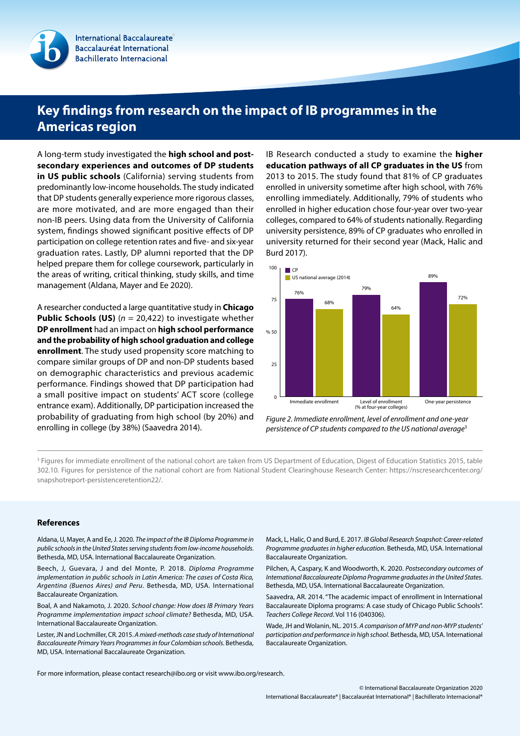# Key findings from research on the impact of IB programmes in the Americas region

A long-term study investigated the **high school and post-secondary experiences and outcomes of DP students in US public schools** (California) serving students from predominantly low-income households. The study indicated that DP students generally experience more rigorous classes, are more motivated, and are more engaged than their non-IB peers. Using data from the University of California system, findings showed significant positive effects of DP participation on college retention rates and five- and six-year graduation rates. Lastly, DP alumni reported that the DP helped prepare them for college coursework, particularly in the areas of writing, critical thinking, study skills, and time management (Aldana, Mayer and Ee 2020).

A researcher conducted a large quantitative study in **Chicago Public Schools (US)** ($n$ = 20,422) to investigate whether **DP enrollment** had an impact on **high school performance and the probability of high school graduation and college enrollment**. The study used propensity score matching to compare similar groups of DP and non-DP students based on demographic characteristics and previous academic performance. Findings showed that DP participation had a small positive impact on students' ACT score (college entrance exam). Additionally, DP participation increased the probability of graduating from high school (by 20%) and enrolling in college (by 38%) (Saavedra 2014).

IB Research conducted a study to examine the **higher education pathways of all CP graduates in the US** from 2013 to 2015. The study found that 81% of CP graduates enrolled in university sometime after high school, with 76% enrolling immediately. Additionally, 79% of students who enrolled in higher education chose four-year over two-year colleges, compared to 64% of students nationally. Regarding university persistence, 89% of CP graduates who enrolled in university returned for their second year (Mack, Halic and Burd 2017).

CP
US national average (2014)
100
75
% 50
25
0
76%
68%
79%
64%
89%
72%
Immediate enrollment
Level of enrollment (% at four-year colleges)
One-year persistence

*Figure 2. Immediate enrollment, level of enrollment and one-year persistence of CP students compared to the US national average*[3]

[3] Figures for immediate enrollment of the national cohort are taken from US Department of Education, Digest of Education Statistics 2015, table 302.10. Figures for persistence of the national cohort are from National Student Clearinghouse Research Center: https://nscresearchcenter.org/snapshotreport-persistenceretention22/.

## References

Aldana, U, Mayer, A and Ee, J. 2020. *The impact of the IB Diploma Programme in public schools in the United States serving students from low-income households*. Bethesda, MD, USA. International Baccalaureate Organization.

Beech, J, Guevara, J and del Monte, P. 2018. *Diploma Programme implementation in public schools in Latin America: The cases of Costa Rica, Argentina (Buenos Aires) and Peru*. Bethesda, MD, USA. International Baccalaureate Organization.

Boal, A and Nakamoto, J. 2020. *School change: How does IB Primary Years Programme implementation impact school climate?* Bethesda, MD, USA. International Baccalaureate Organization.

Lester, JN and Lochmiller, CR. 2015. *A mixed-methods case study of International Baccalaureate Primary Years Programmes in four Colombian schools*. Bethesda, MD, USA. International Baccalaureate Organization.

Mack, L, Halic, O and Burd, E. 2017. *IB Global Research Snapshot: Career-related Programme graduates in higher education*. Bethesda, MD, USA. International Baccalaureate Organization.

Pilchen, A, Caspary, K and Woodworth, K. 2020. *Postsecondary outcomes of International Baccalaureate Diploma Programme graduates in the United States*. Bethesda, MD, USA. International Baccalaureate Organization.

Saavedra, AR. 2014. "The academic impact of enrollment in International Baccalaureate Diploma programs: A case study of Chicago Public Schools". *Teachers College Record*. Vol 116 (040306).

Wade, JH and Wolanin, NL. 2015. *A comparison of MYP and non-MYP students' participation and performance in high school*. Bethesda, MD, USA. International Baccalaureate Organization.

For more information, please contact research@ibo.org or visit www.ibo.org/research.

© International Baccalaureate Organization 2020
International Baccalaureate® | Baccalauréat International® | Bachillerato Internacional®